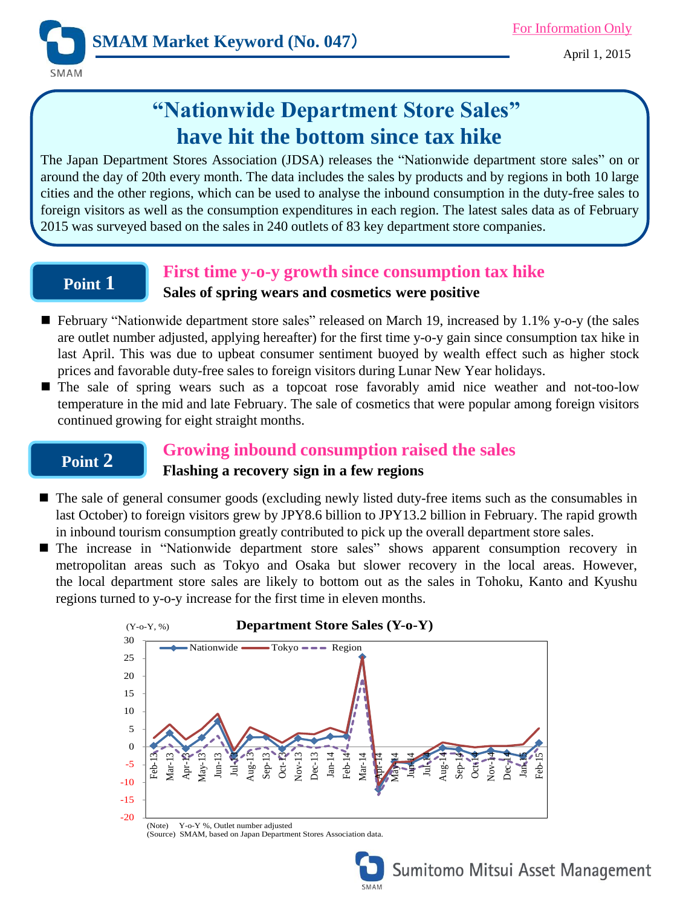SMAM Market Keyword (No. 047)

For Information Only

April 1, 2015

# "Nationwide Department Store Sales" have hit the bottom since tax hike

The Japan Department Stores Association (JDSA) releases the "Nationwide department store sales" on or around the day of 20th every month. The data includes the sales by products and by regions in both 10 large cities and the other regions, which can be used to analyse the inbound consumption in the duty-free sales to foreign visitors as well as the consumption expenditures in each region. The latest sales data as of February 2015 was surveyed based on the sales in 240 outlets of 83 key department store companies.

## Point 1

### First time y-o-y growth since consumption tax hike

**Sales of spring wears and cosmetics were positive**

- February "Nationwide department store sales" released on March 19, increased by 1.1% y-o-y (the sales are outlet number adjusted, applying hereafter) for the first time y-o-y gain since consumption tax hike in last April. This was due to upbeat consumer sentiment buoyed by wealth effect such as higher stock prices and favorable duty-free sales to foreign visitors during Lunar New Year holidays.
- The sale of spring wears such as a topcoat rose favorably amid nice weather and not-too-low temperature in the mid and late February. The sale of cosmetics that were popular among foreign visitors continued growing for eight straight months.

## Point 2

### Growing inbound consumption raised the sales

**Flashing a recovery sign in a few regions**

- The sale of general consumer goods (excluding newly listed duty-free items such as the consumables in last October) to foreign visitors grew by JPY8.6 billion to JPY13.2 billion in February. The rapid growth in inbound tourism consumption greatly contributed to pick up the overall department store sales.
- The increase in "Nationwide department store sales" shows apparent consumption recovery in metropolitan areas such as Tokyo and Osaka but slower recovery in the local areas. However, the local department store sales are likely to bottom out as the sales in Tohoku, Kanto and Kyushu regions turned to y-o-y increase for the first time in eleven months.

**Department Store Sales (Y-o-Y)**

(Y-o-Y, %)

Legend: Nationwide, Tokyo, Region

(Note) Y-o-Y %, Outlet number adjusted
(Source) SMAM, based on Japan Department Stores Association data.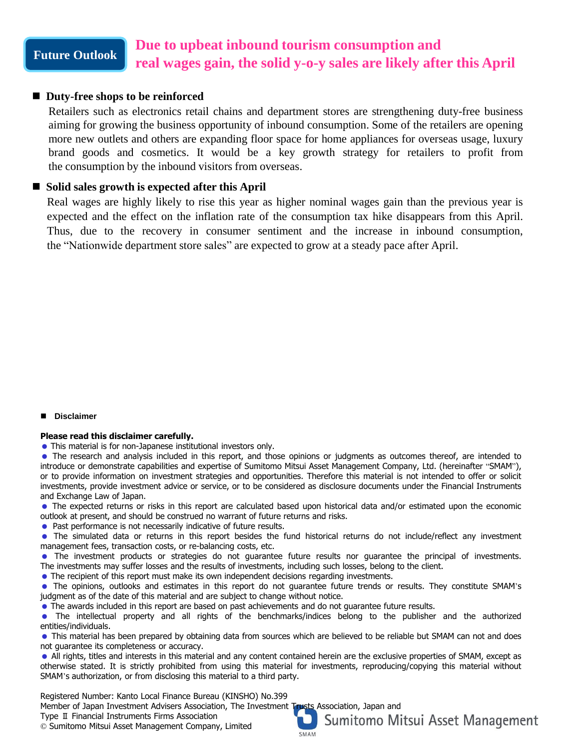**Future Outlook**

## Due to upbeat inbound tourism consumption and real wages gain, the solid y-o-y sales are likely after this April

### ■ Duty-free shops to be reinforced

Retailers such as electronics retail chains and department stores are strengthening duty-free business aiming for growing the business opportunity of inbound consumption. Some of the retailers are opening more new outlets and others are expanding floor space for home appliances for overseas usage, luxury brand goods and cosmetics. It would be a key growth strategy for retailers to profit from the consumption by the inbound visitors from overseas.

### ■ Solid sales growth is expected after this April

Real wages are highly likely to rise this year as higher nominal wages gain than the previous year is expected and the effect on the inflation rate of the consumption tax hike disappears from this April. Thus, due to the recovery in consumer sentiment and the increase in inbound consumption, the "Nationwide department store sales" are expected to grow at a steady pace after April.

### ■ Disclaimer

**Please read this disclaimer carefully.**

- This material is for non-Japanese institutional investors only.
- The research and analysis included in this report, and those opinions or judgments as outcomes thereof, are intended to introduce or demonstrate capabilities and expertise of Sumitomo Mitsui Asset Management Company, Ltd. (hereinafter "SMAM"), or to provide information on investment strategies and opportunities. Therefore this material is not intended to offer or solicit investments, provide investment advice or service, or to be considered as disclosure documents under the Financial Instruments and Exchange Law of Japan.
- The expected returns or risks in this report are calculated based upon historical data and/or estimated upon the economic outlook at present, and should be construed no warrant of future returns and risks.
- Past performance is not necessarily indicative of future results.
- The simulated data or returns in this report besides the fund historical returns do not include/reflect any investment management fees, transaction costs, or re-balancing costs, etc.
- The investment products or strategies do not guarantee future results nor guarantee the principal of investments. The investments may suffer losses and the results of investments, including such losses, belong to the client.
- The recipient of this report must make its own independent decisions regarding investments.
- The opinions, outlooks and estimates in this report do not guarantee future trends or results. They constitute SMAM's judgment as of the date of this material and are subject to change without notice.
- The awards included in this report are based on past achievements and do not guarantee future results.
- The intellectual property and all rights of the benchmarks/indices belong to the publisher and the authorized entities/individuals.
- This material has been prepared by obtaining data from sources which are believed to be reliable but SMAM can not and does not guarantee its completeness or accuracy.
- All rights, titles and interests in this material and any content contained herein are the exclusive properties of SMAM, except as otherwise stated. It is strictly prohibited from using this material for investments, reproducing/copying this material without SMAM's authorization, or from disclosing this material to a third party.

Registered Number: Kanto Local Finance Bureau (KINSHO) No.399
Member of Japan Investment Advisers Association, The Investment Trusts Association, Japan and
Type Ⅱ Financial Instruments Firms Association
© Sumitomo Mitsui Asset Management Company, Limited

Sumitomo Mitsui Asset Management